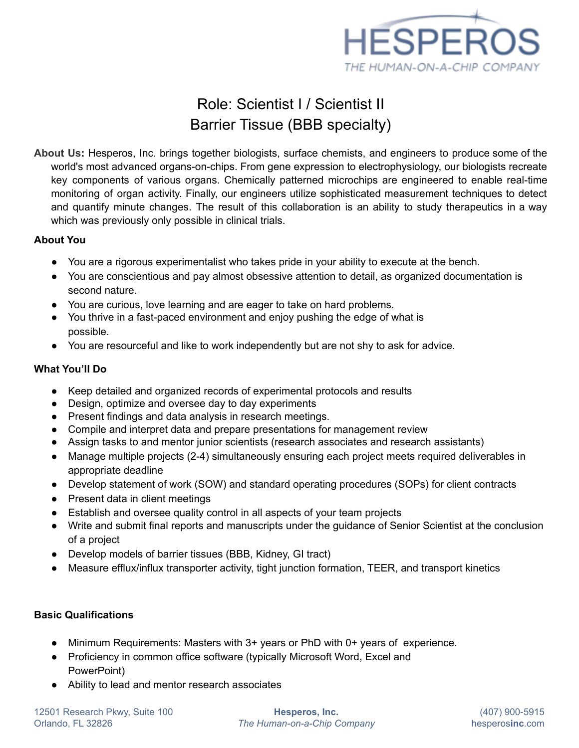# HESPEROS

*THE HUMAN-ON-A-CHIP COMPANY*

## Role: Scientist I / Scientist II
## Barrier Tissue (BBB specialty)

**About Us:** Hesperos, Inc. brings together biologists, surface chemists, and engineers to produce some of the world's most advanced organs-on-chips. From gene expression to electrophysiology, our biologists recreate key components of various organs. Chemically patterned microchips are engineered to enable real-time monitoring of organ activity. Finally, our engineers utilize sophisticated measurement techniques to detect and quantify minute changes. The result of this collaboration is an ability to study therapeutics in a way which was previously only possible in clinical trials.

### About You

- You are a rigorous experimentalist who takes pride in your ability to execute at the bench.
- You are conscientious and pay almost obsessive attention to detail, as organized documentation is second nature.
- You are curious, love learning and are eager to take on hard problems.
- You thrive in a fast-paced environment and enjoy pushing the edge of what is possible.
- You are resourceful and like to work independently but are not shy to ask for advice.

### What You'll Do

- Keep detailed and organized records of experimental protocols and results
- Design, optimize and oversee day to day experiments
- Present findings and data analysis in research meetings.
- Compile and interpret data and prepare presentations for management review
- Assign tasks to and mentor junior scientists (research associates and research assistants)
- Manage multiple projects (2-4) simultaneously ensuring each project meets required deliverables in appropriate deadline
- Develop statement of work (SOW) and standard operating procedures (SOPs) for client contracts
- Present data in client meetings
- Establish and oversee quality control in all aspects of your team projects
- Write and submit final reports and manuscripts under the guidance of Senior Scientist at the conclusion of a project
- Develop models of barrier tissues (BBB, Kidney, GI tract)
- Measure efflux/influx transporter activity, tight junction formation, TEER, and transport kinetics

### Basic Qualifications

- Minimum Requirements: Masters with 3+ years or PhD with 0+ years of experience.
- Proficiency in common office software (typically Microsoft Word, Excel and PowerPoint)
- Ability to lead and mentor research associates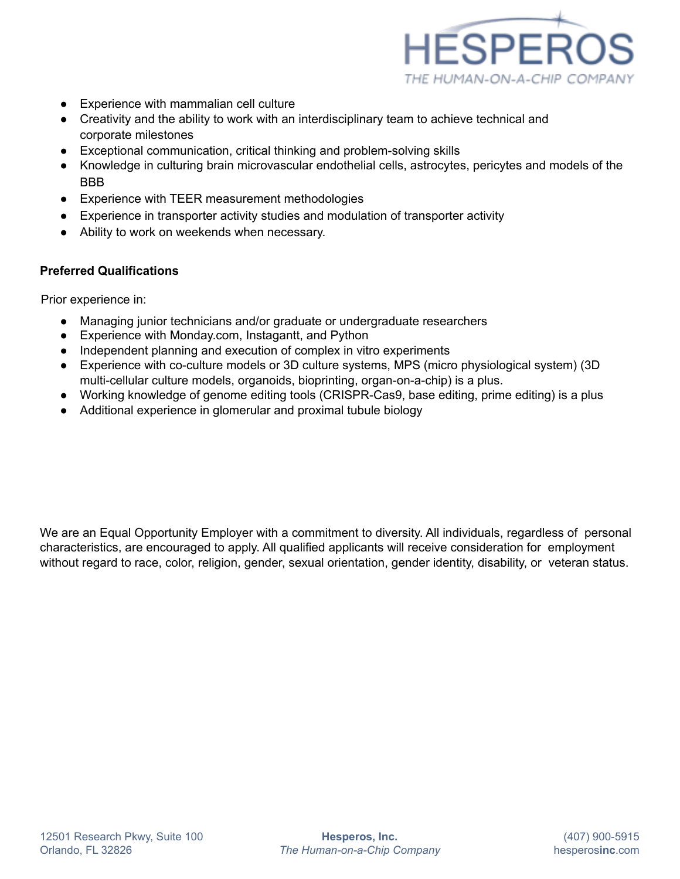- Experience with mammalian cell culture
- Creativity and the ability to work with an interdisciplinary team to achieve technical and corporate milestones
- Exceptional communication, critical thinking and problem-solving skills
- Knowledge in culturing brain microvascular endothelial cells, astrocytes, pericytes and models of the BBB
- Experience with TEER measurement methodologies
- Experience in transporter activity studies and modulation of transporter activity
- Ability to work on weekends when necessary.

**Preferred Qualifications**

Prior experience in:

- Managing junior technicians and/or graduate or undergraduate researchers
- Experience with Monday.com, Instagantt, and Python
- Independent planning and execution of complex in vitro experiments
- Experience with co-culture models or 3D culture systems, MPS (micro physiological system) (3D multi-cellular culture models, organoids, bioprinting, organ-on-a-chip) is a plus.
- Working knowledge of genome editing tools (CRISPR-Cas9, base editing, prime editing) is a plus
- Additional experience in glomerular and proximal tubule biology

We are an Equal Opportunity Employer with a commitment to diversity. All individuals, regardless of personal characteristics, are encouraged to apply. All qualified applicants will receive consideration for employment without regard to race, color, religion, gender, sexual orientation, gender identity, disability, or veteran status.